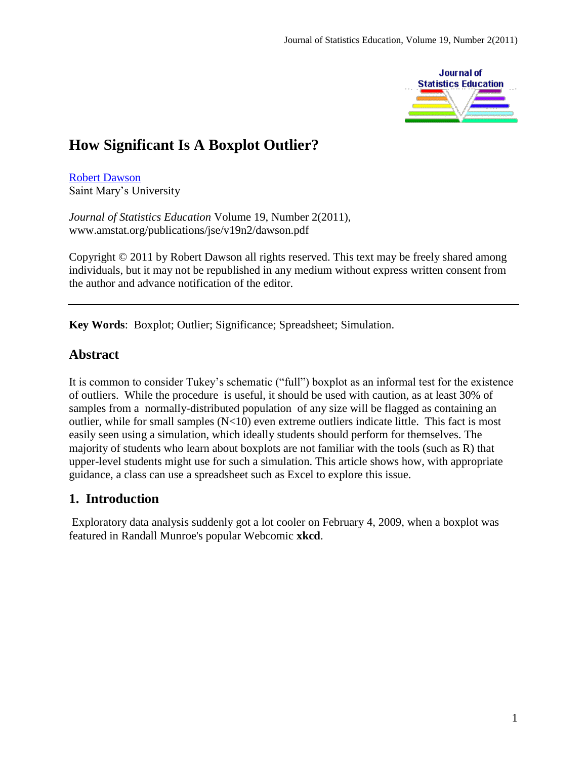# How Significant Is A Boxplot Outlier?

Robert Dawson
Saint Mary's University

*Journal of Statistics Education* Volume 19, Number 2(2011),
www.amstat.org/publications/jse/v19n2/dawson.pdf

Copyright © 2011 by Robert Dawson all rights reserved. This text may be freely shared among individuals, but it may not be republished in any medium without express written consent from the author and advance notification of the editor.

---

**Key Words**: Boxplot; Outlier; Significance; Spreadsheet; Simulation.

## Abstract

It is common to consider Tukey's schematic ("full") boxplot as an informal test for the existence of outliers. While the procedure is useful, it should be used with caution, as at least 30% of samples from a normally-distributed population of any size will be flagged as containing an outlier, while for small samples (N<10) even extreme outliers indicate little. This fact is most easily seen using a simulation, which ideally students should perform for themselves. The majority of students who learn about boxplots are not familiar with the tools (such as R) that upper-level students might use for such a simulation. This article shows how, with appropriate guidance, a class can use a spreadsheet such as Excel to explore this issue.

## 1. Introduction

Exploratory data analysis suddenly got a lot cooler on February 4, 2009, when a boxplot was featured in Randall Munroe's popular Webcomic **xkcd**.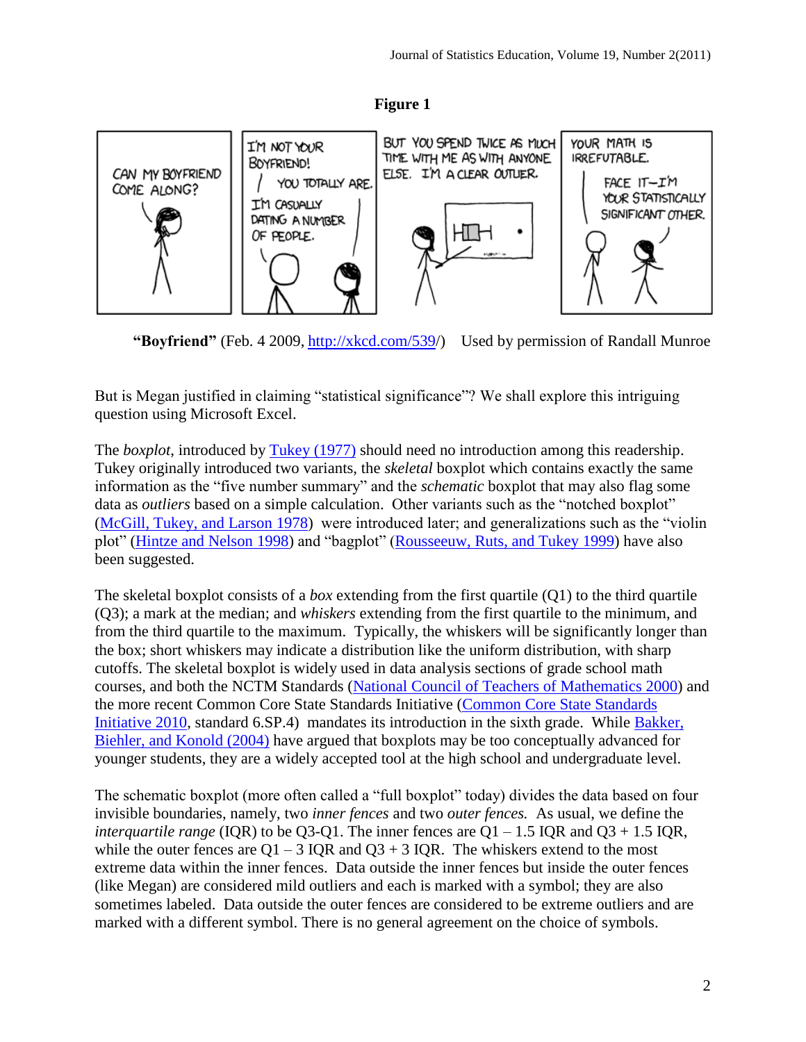**Figure 1**

**"Boyfriend"** (Feb. 4 2009, http://xkcd.com/539/) Used by permission of Randall Munroe

But is Megan justified in claiming "statistical significance"? We shall explore this intriguing question using Microsoft Excel.

The *boxplot*, introduced by Tukey (1977) should need no introduction among this readership. Tukey originally introduced two variants, the *skeletal* boxplot which contains exactly the same information as the "five number summary" and the *schematic* boxplot that may also flag some data as *outliers* based on a simple calculation. Other variants such as the "notched boxplot" (McGill, Tukey, and Larson 1978) were introduced later; and generalizations such as the "violin plot" (Hintze and Nelson 1998) and "bagplot" (Rousseeuw, Ruts, and Tukey 1999) have also been suggested.

The skeletal boxplot consists of a *box* extending from the first quartile (Q1) to the third quartile (Q3); a mark at the median; and *whiskers* extending from the first quartile to the minimum, and from the third quartile to the maximum. Typically, the whiskers will be significantly longer than the box; short whiskers may indicate a distribution like the uniform distribution, with sharp cutoffs. The skeletal boxplot is widely used in data analysis sections of grade school math courses, and both the NCTM Standards (National Council of Teachers of Mathematics 2000) and the more recent Common Core State Standards Initiative (Common Core State Standards Initiative 2010, standard 6.SP.4) mandates its introduction in the sixth grade. While Bakker, Biehler, and Konold (2004) have argued that boxplots may be too conceptually advanced for younger students, they are a widely accepted tool at the high school and undergraduate level.

The schematic boxplot (more often called a "full boxplot" today) divides the data based on four invisible boundaries, namely, two *inner fences* and two *outer fences*. As usual, we define the *interquartile range* (IQR) to be Q3-Q1. The inner fences are Q1 – 1.5 IQR and Q3 + 1.5 IQR, while the outer fences are Q1 – 3 IQR and Q3 + 3 IQR. The whiskers extend to the most extreme data within the inner fences. Data outside the inner fences but inside the outer fences (like Megan) are considered mild outliers and each is marked with a symbol; they are also sometimes labeled. Data outside the outer fences are considered to be extreme outliers and are marked with a different symbol. There is no general agreement on the choice of symbols.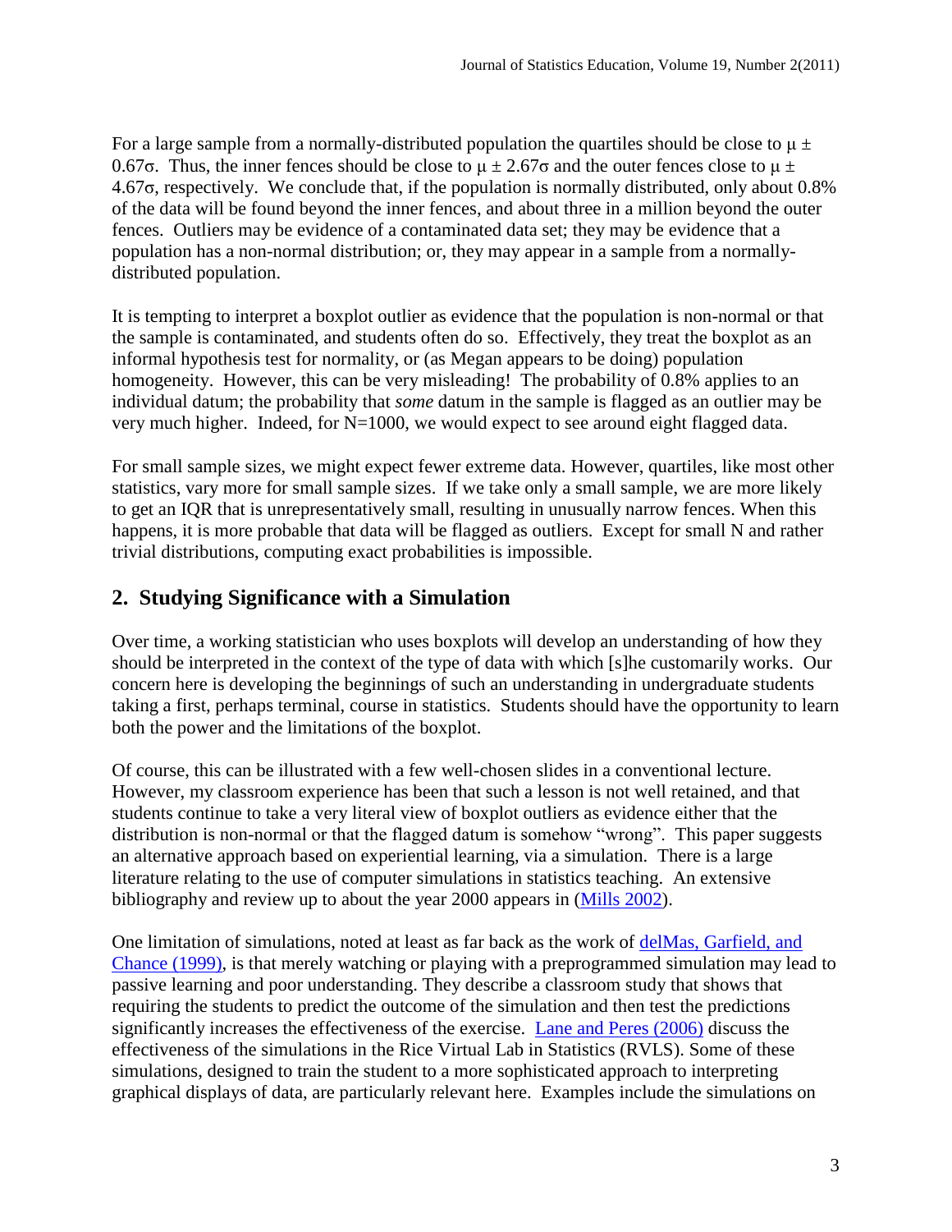For a large sample from a normally-distributed population the quartiles should be close to $\mu \pm 0.67\sigma$. Thus, the inner fences should be close to $\mu \pm 2.67\sigma$ and the outer fences close to $\mu \pm 4.67\sigma$, respectively. We conclude that, if the population is normally distributed, only about 0.8% of the data will be found beyond the inner fences, and about three in a million beyond the outer fences. Outliers may be evidence of a contaminated data set; they may be evidence that a population has a non-normal distribution; or, they may appear in a sample from a normally-distributed population.

It is tempting to interpret a boxplot outlier as evidence that the population is non-normal or that the sample is contaminated, and students often do so. Effectively, they treat the boxplot as an informal hypothesis test for normality, or (as Megan appears to be doing) population homogeneity. However, this can be very misleading! The probability of 0.8% applies to an individual datum; the probability that *some* datum in the sample is flagged as an outlier may be very much higher. Indeed, for N=1000, we would expect to see around eight flagged data.

For small sample sizes, we might expect fewer extreme data. However, quartiles, like most other statistics, vary more for small sample sizes. If we take only a small sample, we are more likely to get an IQR that is unrepresentatively small, resulting in unusually narrow fences. When this happens, it is more probable that data will be flagged as outliers. Except for small N and rather trivial distributions, computing exact probabilities is impossible.

## 2. Studying Significance with a Simulation

Over time, a working statistician who uses boxplots will develop an understanding of how they should be interpreted in the context of the type of data with which [s]he customarily works. Our concern here is developing the beginnings of such an understanding in undergraduate students taking a first, perhaps terminal, course in statistics. Students should have the opportunity to learn both the power and the limitations of the boxplot.

Of course, this can be illustrated with a few well-chosen slides in a conventional lecture. However, my classroom experience has been that such a lesson is not well retained, and that students continue to take a very literal view of boxplot outliers as evidence either that the distribution is non-normal or that the flagged datum is somehow "wrong". This paper suggests an alternative approach based on experiential learning, via a simulation. There is a large literature relating to the use of computer simulations in statistics teaching. An extensive bibliography and review up to about the year 2000 appears in (Mills 2002).

One limitation of simulations, noted at least as far back as the work of delMas, Garfield, and Chance (1999), is that merely watching or playing with a preprogrammed simulation may lead to passive learning and poor understanding. They describe a classroom study that shows that requiring the students to predict the outcome of the simulation and then test the predictions significantly increases the effectiveness of the exercise. Lane and Peres (2006) discuss the effectiveness of the simulations in the Rice Virtual Lab in Statistics (RVLS). Some of these simulations, designed to train the student to a more sophisticated approach to interpreting graphical displays of data, are particularly relevant here. Examples include the simulations on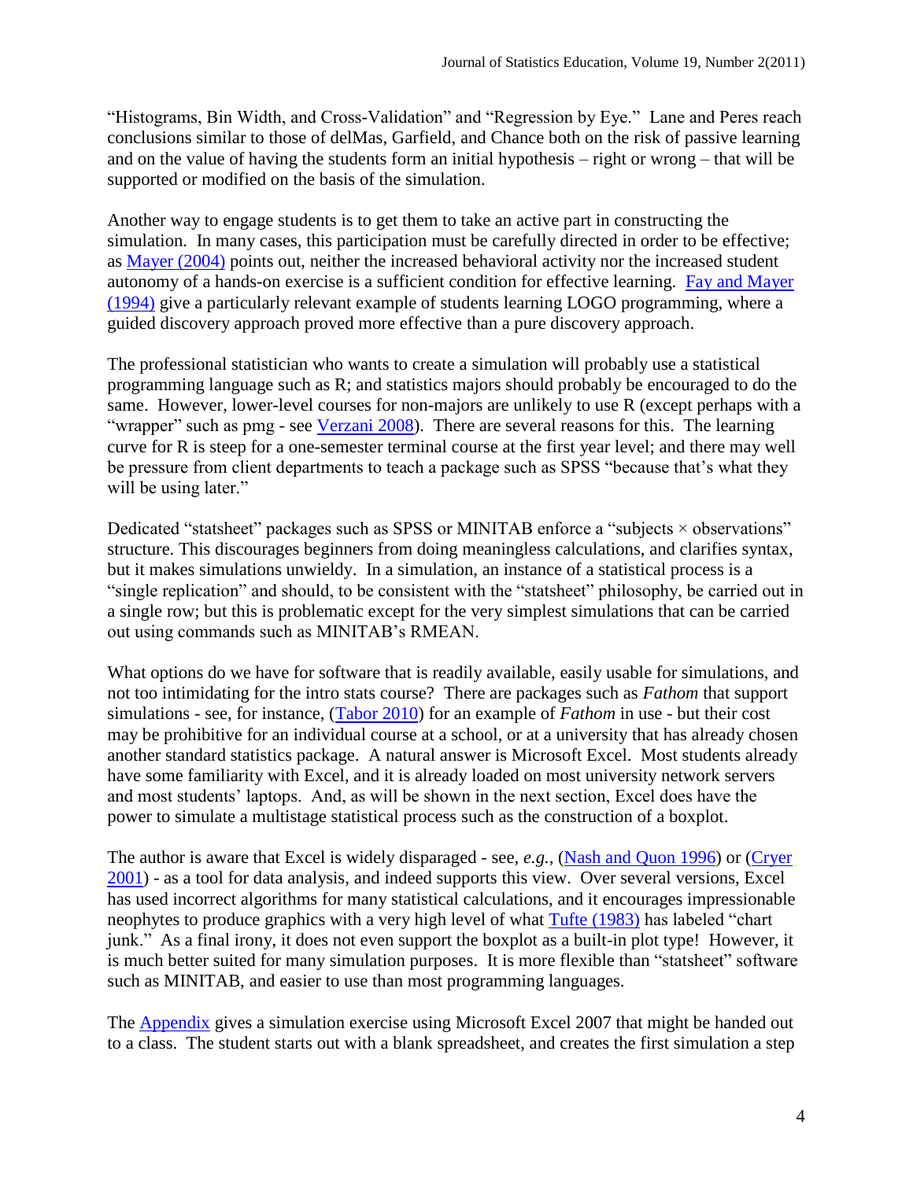"Histograms, Bin Width, and Cross-Validation" and "Regression by Eye." Lane and Peres reach conclusions similar to those of delMas, Garfield, and Chance both on the risk of passive learning and on the value of having the students form an initial hypothesis – right or wrong – that will be supported or modified on the basis of the simulation.

Another way to engage students is to get them to take an active part in constructing the simulation. In many cases, this participation must be carefully directed in order to be effective; as Mayer (2004) points out, neither the increased behavioral activity nor the increased student autonomy of a hands-on exercise is a sufficient condition for effective learning. Fay and Mayer (1994) give a particularly relevant example of students learning LOGO programming, where a guided discovery approach proved more effective than a pure discovery approach.

The professional statistician who wants to create a simulation will probably use a statistical programming language such as R; and statistics majors should probably be encouraged to do the same. However, lower-level courses for non-majors are unlikely to use R (except perhaps with a "wrapper" such as pmg - see Verzani 2008). There are several reasons for this. The learning curve for R is steep for a one-semester terminal course at the first year level; and there may well be pressure from client departments to teach a package such as SPSS "because that's what they will be using later."

Dedicated "statsheet" packages such as SPSS or MINITAB enforce a "subjects × observations" structure. This discourages beginners from doing meaningless calculations, and clarifies syntax, but it makes simulations unwieldy. In a simulation, an instance of a statistical process is a "single replication" and should, to be consistent with the "statsheet" philosophy, be carried out in a single row; but this is problematic except for the very simplest simulations that can be carried out using commands such as MINITAB's RMEAN.

What options do we have for software that is readily available, easily usable for simulations, and not too intimidating for the intro stats course? There are packages such as *Fathom* that support simulations - see, for instance, (Tabor 2010) for an example of *Fathom* in use - but their cost may be prohibitive for an individual course at a school, or at a university that has already chosen another standard statistics package. A natural answer is Microsoft Excel. Most students already have some familiarity with Excel, and it is already loaded on most university network servers and most students' laptops. And, as will be shown in the next section, Excel does have the power to simulate a multistage statistical process such as the construction of a boxplot.

The author is aware that Excel is widely disparaged - see, *e.g.,* (Nash and Quon 1996) or (Cryer 2001) - as a tool for data analysis, and indeed supports this view. Over several versions, Excel has used incorrect algorithms for many statistical calculations, and it encourages impressionable neophytes to produce graphics with a very high level of what Tufte (1983) has labeled "chart junk." As a final irony, it does not even support the boxplot as a built-in plot type! However, it is much better suited for many simulation purposes. It is more flexible than "statsheet" software such as MINITAB, and easier to use than most programming languages.

The Appendix gives a simulation exercise using Microsoft Excel 2007 that might be handed out to a class. The student starts out with a blank spreadsheet, and creates the first simulation a step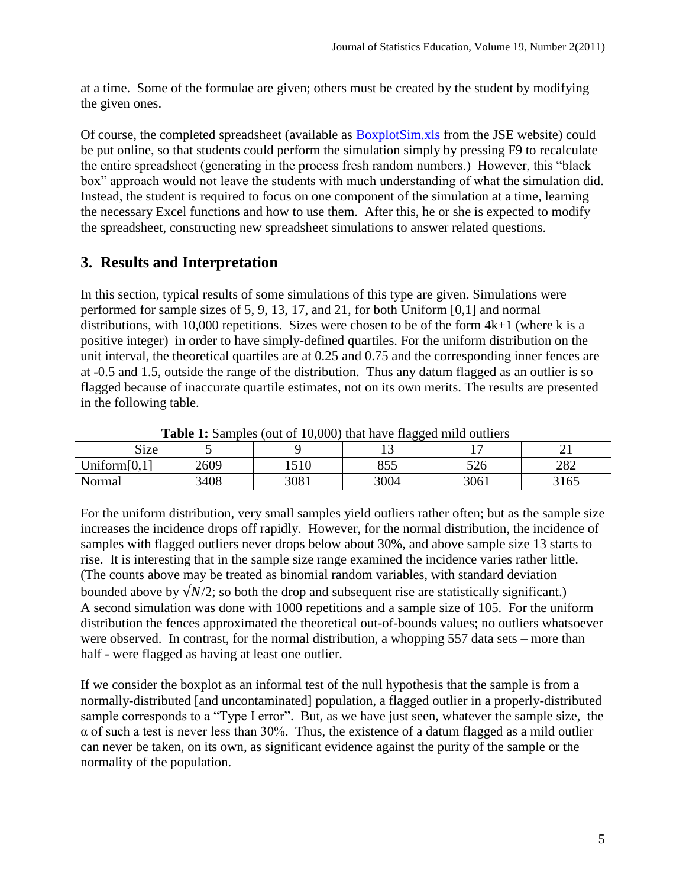at a time. Some of the formulae are given; others must be created by the student by modifying the given ones.

Of course, the completed spreadsheet (available as BoxplotSim.xls from the JSE website) could be put online, so that students could perform the simulation simply by pressing F9 to recalculate the entire spreadsheet (generating in the process fresh random numbers.) However, this "black box" approach would not leave the students with much understanding of what the simulation did. Instead, the student is required to focus on one component of the simulation at a time, learning the necessary Excel functions and how to use them. After this, he or she is expected to modify the spreadsheet, constructing new spreadsheet simulations to answer related questions.

## 3. Results and Interpretation

In this section, typical results of some simulations of this type are given. Simulations were performed for sample sizes of 5, 9, 13, 17, and 21, for both Uniform [0,1] and normal distributions, with 10,000 repetitions. Sizes were chosen to be of the form 4k+1 (where k is a positive integer) in order to have simply-defined quartiles. For the uniform distribution on the unit interval, the theoretical quartiles are at 0.25 and 0.75 and the corresponding inner fences are at -0.5 and 1.5, outside the range of the distribution. Thus any datum flagged as an outlier is so flagged because of inaccurate quartile estimates, not on its own merits. The results are presented in the following table.

**Table 1:** Samples (out of 10,000) that have flagged mild outliers

| Size | 5 | 9 | 13 | 17 | 21 |
|---|---|---|---|---|---|
| Uniform[0,1] | 2609 | 1510 | 855 | 526 | 282 |
| Normal | 3408 | 3081 | 3004 | 3061 | 3165 |

For the uniform distribution, very small samples yield outliers rather often; but as the sample size increases the incidence drops off rapidly. However, for the normal distribution, the incidence of samples with flagged outliers never drops below about 30%, and above sample size 13 starts to rise. It is interesting that in the sample size range examined the incidence varies rather little. (The counts above may be treated as binomial random variables, with standard deviation bounded above by $\sqrt{N}/2$; so both the drop and subsequent rise are statistically significant.) A second simulation was done with 1000 repetitions and a sample size of 105. For the uniform distribution the fences approximated the theoretical out-of-bounds values; no outliers whatsoever were observed. In contrast, for the normal distribution, a whopping 557 data sets – more than half - were flagged as having at least one outlier.

If we consider the boxplot as an informal test of the null hypothesis that the sample is from a normally-distributed [and uncontaminated] population, a flagged outlier in a properly-distributed sample corresponds to a "Type I error". But, as we have just seen, whatever the sample size, the $\alpha$ of such a test is never less than 30%. Thus, the existence of a datum flagged as a mild outlier can never be taken, on its own, as significant evidence against the purity of the sample or the normality of the population.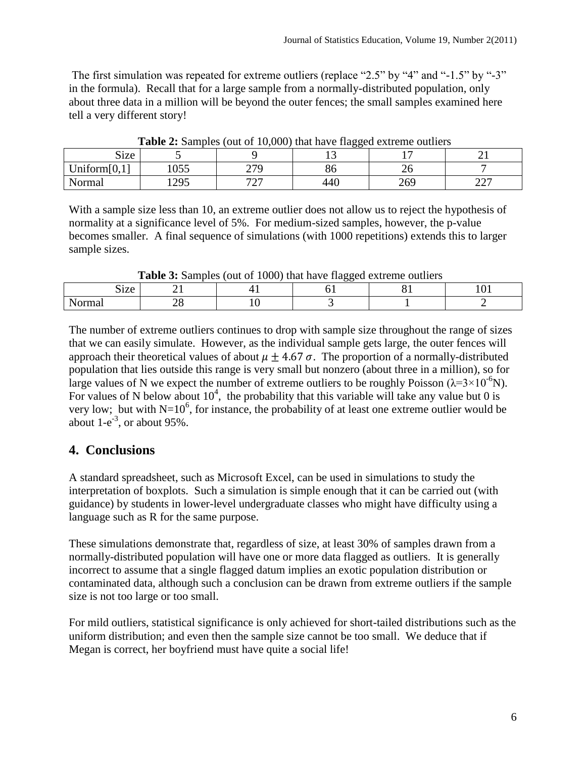The first simulation was repeated for extreme outliers (replace "2.5" by "4" and "-1.5" by "-3" in the formula). Recall that for a large sample from a normally-distributed population, only about three data in a million will be beyond the outer fences; the small samples examined here tell a very different story!

**Table 2:** Samples (out of 10,000) that have flagged extreme outliers

| Size | 5 | 9 | 13 | 17 | 21 |
|---|---|---|---|---|---|
| Uniform[0,1] | 1055 | 279 | 86 | 26 | 7 |
| Normal | 1295 | 727 | 440 | 269 | 227 |

With a sample size less than 10, an extreme outlier does not allow us to reject the hypothesis of normality at a significance level of 5%. For medium-sized samples, however, the p-value becomes smaller. A final sequence of simulations (with 1000 repetitions) extends this to larger sample sizes.

**Table 3:** Samples (out of 1000) that have flagged extreme outliers

| Size | 21 | 41 | 61 | 81 | 101 |
|---|---|---|---|---|---|
| Normal | 28 | 10 | 3 | 1 | 2 |

The number of extreme outliers continues to drop with sample size throughout the range of sizes that we can easily simulate. However, as the individual sample gets large, the outer fences will approach their theoretical values of about $\mu \pm 4.67\,\sigma$. The proportion of a normally-distributed population that lies outside this range is very small but nonzero (about three in a million), so for large values of N we expect the number of extreme outliers to be roughly Poisson ($\lambda=3\times10^{-6}N$). For values of N below about $10^4$, the probability that this variable will take any value but 0 is very low; but with $N=10^6$, for instance, the probability of at least one extreme outlier would be about $1\text{-}e^{-3}$, or about 95%.

## 4. Conclusions

A standard spreadsheet, such as Microsoft Excel, can be used in simulations to study the interpretation of boxplots. Such a simulation is simple enough that it can be carried out (with guidance) by students in lower-level undergraduate classes who might have difficulty using a language such as R for the same purpose.

These simulations demonstrate that, regardless of size, at least 30% of samples drawn from a normally-distributed population will have one or more data flagged as outliers. It is generally incorrect to assume that a single flagged datum implies an exotic population distribution or contaminated data, although such a conclusion can be drawn from extreme outliers if the sample size is not too large or too small.

For mild outliers, statistical significance is only achieved for short-tailed distributions such as the uniform distribution; and even then the sample size cannot be too small. We deduce that if Megan is correct, her boyfriend must have quite a social life!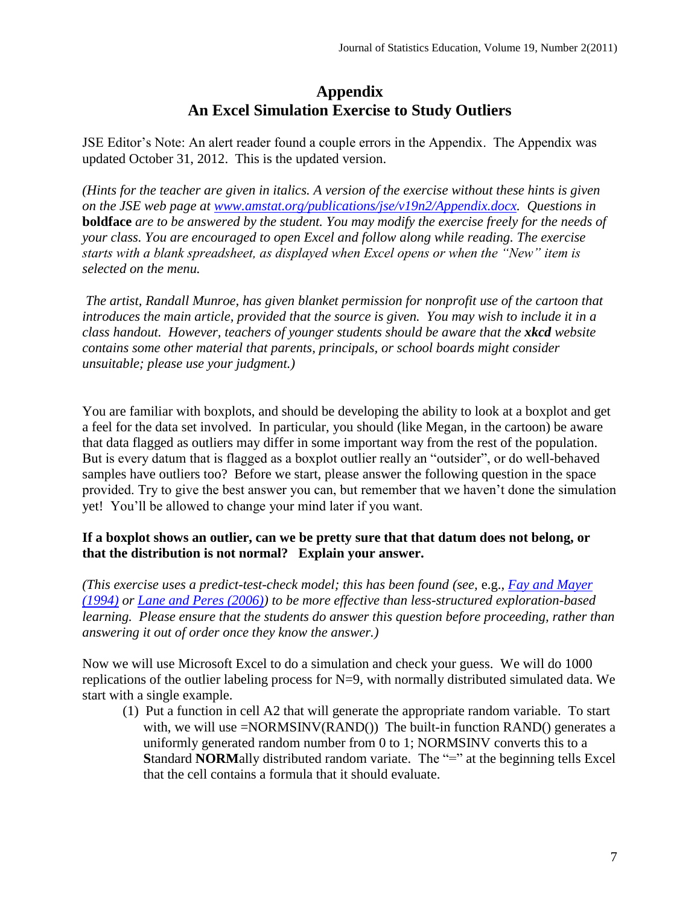# Appendix
# An Excel Simulation Exercise to Study Outliers

JSE Editor's Note: An alert reader found a couple errors in the Appendix. The Appendix was updated October 31, 2012. This is the updated version.

*(Hints for the teacher are given in italics. A version of the exercise without these hints is given on the JSE web page at [www.amstat.org/publications/jse/v19n2/Appendix.docx](www.amstat.org/publications/jse/v19n2/Appendix.docx). Questions in* **boldface** *are to be answered by the student. You may modify the exercise freely for the needs of your class. You are encouraged to open Excel and follow along while reading. The exercise starts with a blank spreadsheet, as displayed when Excel opens or when the "New" item is selected on the menu.*

*The artist, Randall Munroe, has given blanket permission for nonprofit use of the cartoon that introduces the main article, provided that the source is given. You may wish to include it in a class handout. However, teachers of younger students should be aware that the* ***xkcd*** *website contains some other material that parents, principals, or school boards might consider unsuitable; please use your judgment.)*

You are familiar with boxplots, and should be developing the ability to look at a boxplot and get a feel for the data set involved. In particular, you should (like Megan, in the cartoon) be aware that data flagged as outliers may differ in some important way from the rest of the population. But is every datum that is flagged as a boxplot outlier really an "outsider", or do well-behaved samples have outliers too? Before we start, please answer the following question in the space provided. Try to give the best answer you can, but remember that we haven't done the simulation yet! You'll be allowed to change your mind later if you want.

**If a boxplot shows an outlier, can we be pretty sure that that datum does not belong, or that the distribution is not normal? Explain your answer.**

*(This exercise uses a predict-test-check model; this has been found (see,* e.g., *[Fay and Mayer (1994)]() or [Lane and Peres (2006)]()) to be more effective than less-structured exploration-based learning. Please ensure that the students do answer this question before proceeding, rather than answering it out of order once they know the answer.)*

Now we will use Microsoft Excel to do a simulation and check your guess. We will do 1000 replications of the outlier labeling process for N=9, with normally distributed simulated data. We start with a single example.

(1) Put a function in cell A2 that will generate the appropriate random variable. To start with, we will use =NORMSINV(RAND()) The built-in function RAND() generates a uniformly generated random number from 0 to 1; NORMSINV converts this to a **S**tandard **NORM**ally distributed random variate. The "=" at the beginning tells Excel that the cell contains a formula that it should evaluate.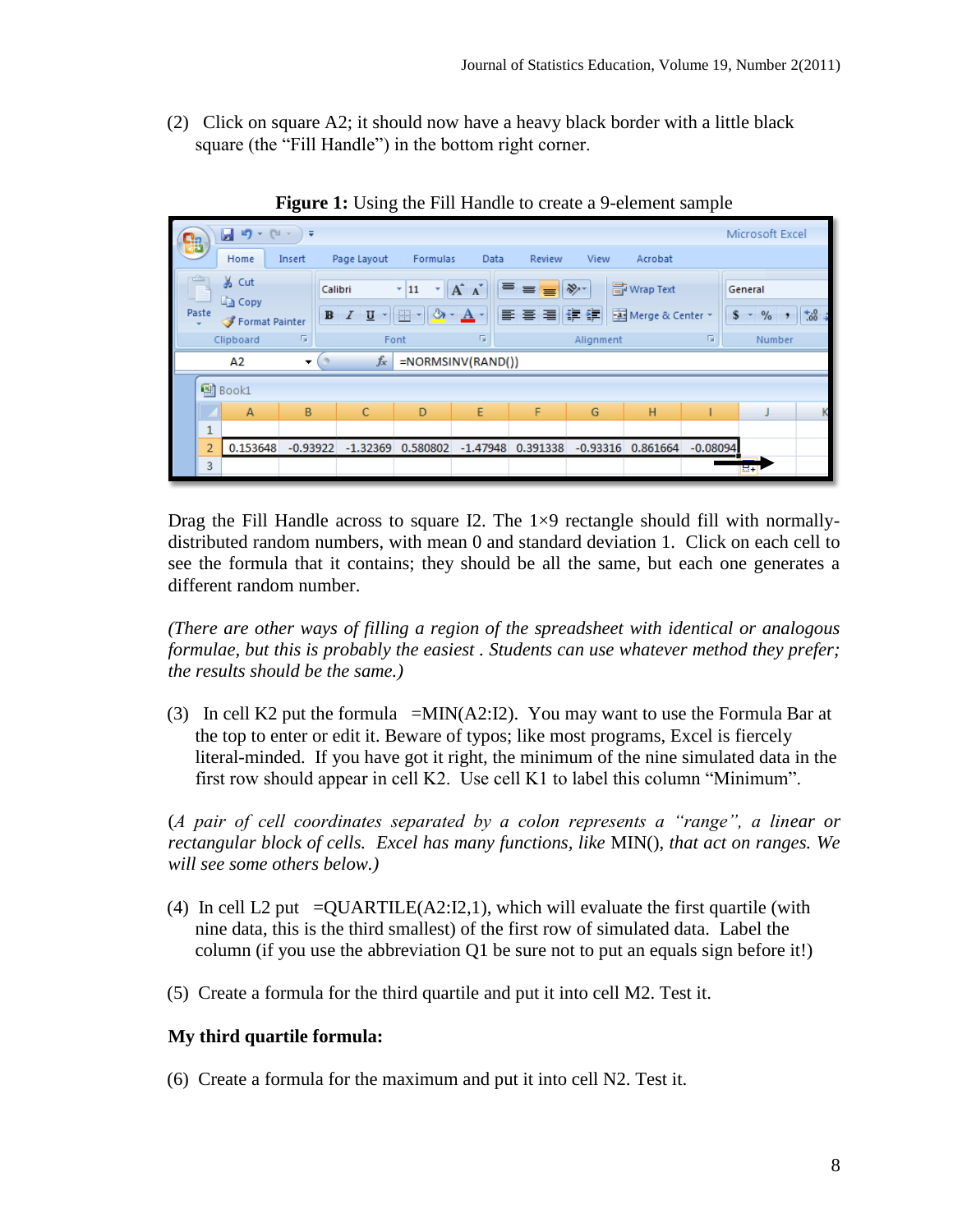(2) Click on square A2; it should now have a heavy black border with a little black square (the "Fill Handle") in the bottom right corner.

**Figure 1:** Using the Fill Handle to create a 9-element sample

Drag the Fill Handle across to square I2. The 1×9 rectangle should fill with normally-distributed random numbers, with mean 0 and standard deviation 1. Click on each cell to see the formula that it contains; they should be all the same, but each one generates a different random number.

*(There are other ways of filling a region of the spreadsheet with identical or analogous formulae, but this is probably the easiest . Students can use whatever method they prefer; the results should be the same.)*

(3) In cell K2 put the formula =MIN(A2:I2). You may want to use the Formula Bar at the top to enter or edit it. Beware of typos; like most programs, Excel is fiercely literal-minded. If you have got it right, the minimum of the nine simulated data in the first row should appear in cell K2. Use cell K1 to label this column "Minimum".

(*A pair of cell coordinates separated by a colon represents a "range", a linear or rectangular block of cells. Excel has many functions, like* MIN(), *that act on ranges. We will see some others below.)*

(4) In cell L2 put =QUARTILE(A2:I2,1), which will evaluate the first quartile (with nine data, this is the third smallest) of the first row of simulated data. Label the column (if you use the abbreviation Q1 be sure not to put an equals sign before it!)

(5) Create a formula for the third quartile and put it into cell M2. Test it.

**My third quartile formula:**

(6) Create a formula for the maximum and put it into cell N2. Test it.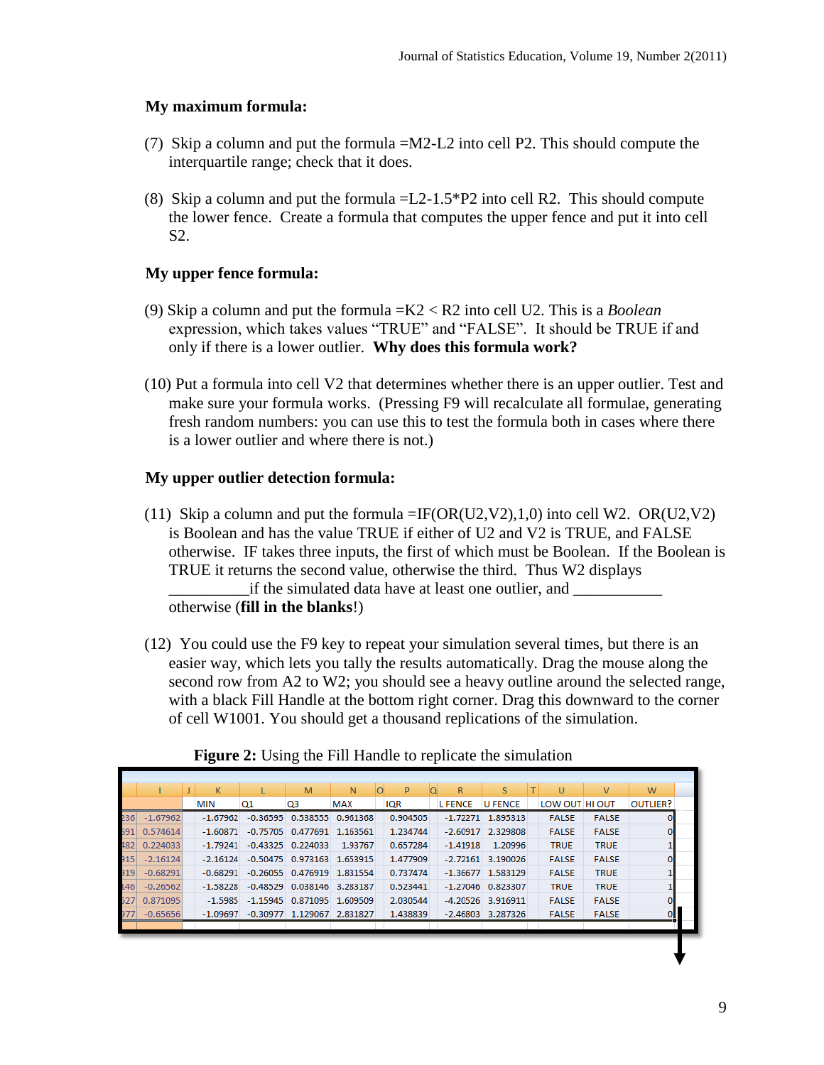**My maximum formula:**

(7) Skip a column and put the formula =M2-L2 into cell P2. This should compute the interquartile range; check that it does.

(8) Skip a column and put the formula =L2-1.5*P2 into cell R2. This should compute the lower fence. Create a formula that computes the upper fence and put it into cell S2.

**My upper fence formula:**

(9) Skip a column and put the formula =K2 < R2 into cell U2. This is a *Boolean* expression, which takes values "TRUE" and "FALSE". It should be TRUE if and only if there is a lower outlier. **Why does this formula work?**

(10) Put a formula into cell V2 that determines whether there is an upper outlier. Test and make sure your formula works. (Pressing F9 will recalculate all formulae, generating fresh random numbers: you can use this to test the formula both in cases where there is a lower outlier and where there is not.)

**My upper outlier detection formula:**

(11) Skip a column and put the formula =IF(OR(U2,V2),1,0) into cell W2. OR(U2,V2) is Boolean and has the value TRUE if either of U2 and V2 is TRUE, and FALSE otherwise. IF takes three inputs, the first of which must be Boolean. If the Boolean is TRUE it returns the second value, otherwise the third. Thus W2 displays __________if the simulated data have at least one outlier, and ___________ otherwise (**fill in the blanks**!)

(12) You could use the F9 key to repeat your simulation several times, but there is an easier way, which lets you tally the results automatically. Drag the mouse along the second row from A2 to W2; you should see a heavy outline around the selected range, with a black Fill Handle at the bottom right corner. Drag this downward to the corner of cell W1001. You should get a thousand replications of the simulation.

**Figure 2:** Using the Fill Handle to replicate the simulation

| I | J | K | L | M | N | O | P | Q | R | S | T | U | V | W |
|---|---|---|---|---|---|---|---|---|---|---|---|---|---|---|
| | | MIN | Q1 | Q3 | MAX | | IQR | | L FENCE | U FENCE | | LOW OUT | HI OUT | OUTLIER? |
| -1.67962 | | -1.67962 | -0.36595 | 0.538555 | 0.961368 | | 0.904505 | | -1.72271 | 1.895313 | | FALSE | FALSE | 0 |
| 0.574614 | | -1.60871 | -0.75705 | 0.477691 | 1.163561 | | 1.234744 | | -2.60917 | 2.329808 | | FALSE | FALSE | 0 |
| 0.224033 | | -1.79241 | -0.43325 | 0.224033 | 1.93767 | | 0.657284 | | -1.41918 | 1.20996 | | TRUE | TRUE | 1 |
| -2.16124 | | -2.16124 | -0.50475 | 0.973163 | 1.653915 | | 1.477909 | | -2.72161 | 3.190026 | | FALSE | FALSE | 0 |
| -0.68291 | | -0.68291 | -0.26055 | 0.476919 | 1.831554 | | 0.737474 | | -1.36677 | 1.583129 | | FALSE | TRUE | 1 |
| -0.26562 | | -1.58228 | -0.48529 | 0.038146 | 3.283187 | | 0.523441 | | -1.27046 | 0.823307 | | TRUE | TRUE | 1 |
| 0.871095 | | -1.5985 | -1.15945 | 0.871095 | 1.609509 | | 2.030544 | | -4.20526 | 3.916911 | | FALSE | FALSE | 0 |
| -0.65656 | | -1.09697 | -0.30977 | 1.129067 | 2.831827 | | 1.438839 | | -2.46803 | 3.287326 | | FALSE | FALSE | 0 |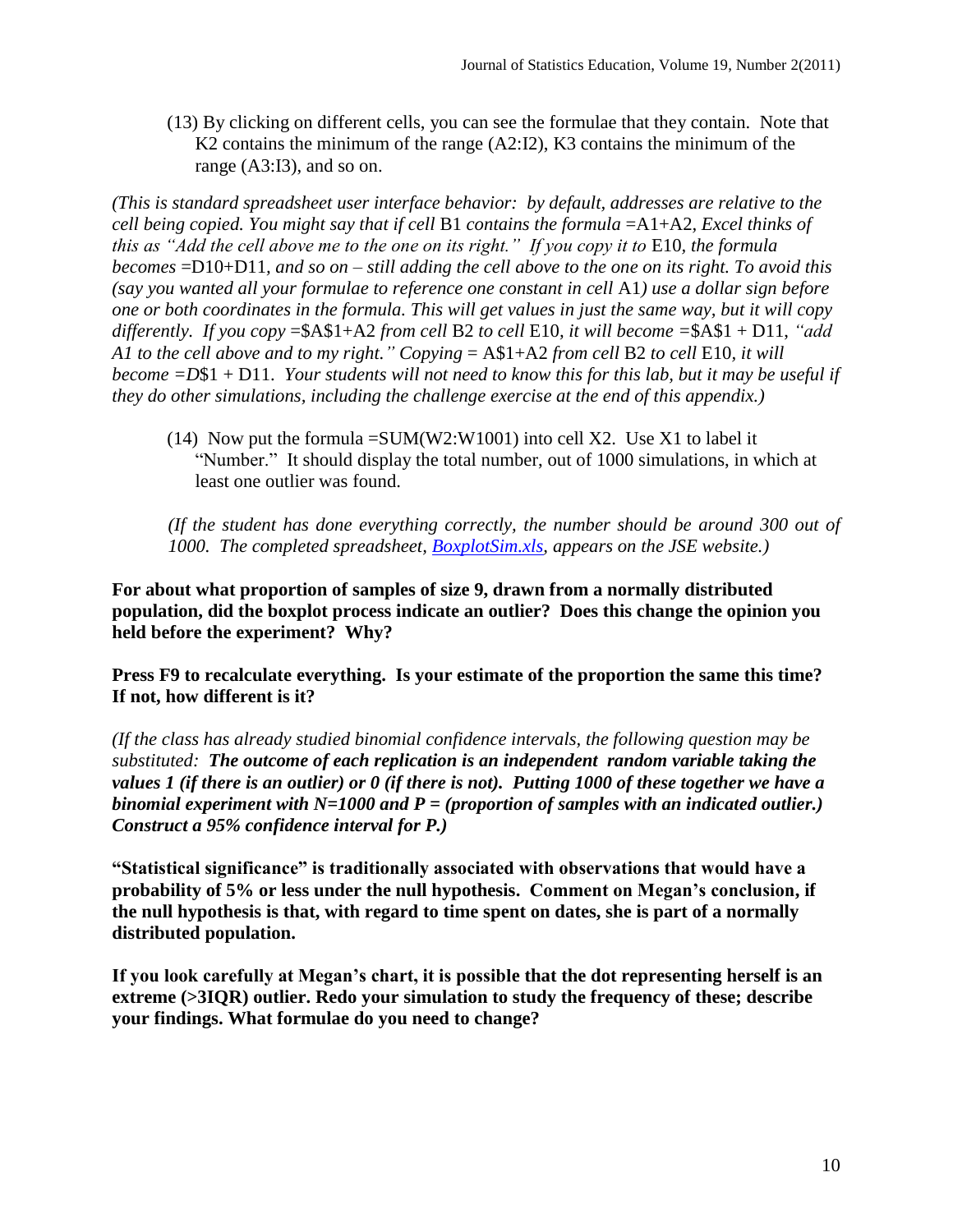(13) By clicking on different cells, you can see the formulae that they contain. Note that K2 contains the minimum of the range (A2:I2), K3 contains the minimum of the range (A3:I3), and so on.

*(This is standard spreadsheet user interface behavior: by default, addresses are relative to the cell being copied. You might say that if cell* B1 *contains the formula* =A1+A2*, Excel thinks of this as "Add the cell above me to the one on its right." If you copy it to* E10*, the formula becomes* =D10+D11*, and so on – still adding the cell above to the one on its right. To avoid this (say you wanted all your formulae to reference one constant in cell* A1*) use a dollar sign before one or both coordinates in the formula. This will get values in just the same way, but it will copy differently. If you copy* =$A$1+A2 *from cell* B2 *to cell* E10*, it will become* =$A$1 + D11*, "add A1 to the cell above and to my right." Copying* = A$1+A2 *from cell* B2 *to cell* E10*, it will become =D*$1 + D11*. Your students will not need to know this for this lab, but it may be useful if they do other simulations, including the challenge exercise at the end of this appendix.)*

(14) Now put the formula =SUM(W2:W1001) into cell X2. Use X1 to label it "Number." It should display the total number, out of 1000 simulations, in which at least one outlier was found.

*(If the student has done everything correctly, the number should be around 300 out of 1000. The completed spreadsheet, [BoxplotSim.xls](BoxplotSim.xls), appears on the JSE website.)*

**For about what proportion of samples of size 9, drawn from a normally distributed population, did the boxplot process indicate an outlier? Does this change the opinion you held before the experiment? Why?**

**Press F9 to recalculate everything. Is your estimate of the proportion the same this time? If not, how different is it?**

*(If the class has already studied binomial confidence intervals, the following question may be substituted:* ***The outcome of each replication is an independent random variable taking the values 1 (if there is an outlier) or 0 (if there is not). Putting 1000 of these together we have a binomial experiment with N=1000 and P = (proportion of samples with an indicated outlier.) Construct a 95% confidence interval for P.)***

**"Statistical significance" is traditionally associated with observations that would have a probability of 5% or less under the null hypothesis. Comment on Megan's conclusion, if the null hypothesis is that, with regard to time spent on dates, she is part of a normally distributed population.**

**If you look carefully at Megan's chart, it is possible that the dot representing herself is an extreme (>3IQR) outlier. Redo your simulation to study the frequency of these; describe your findings. What formulae do you need to change?**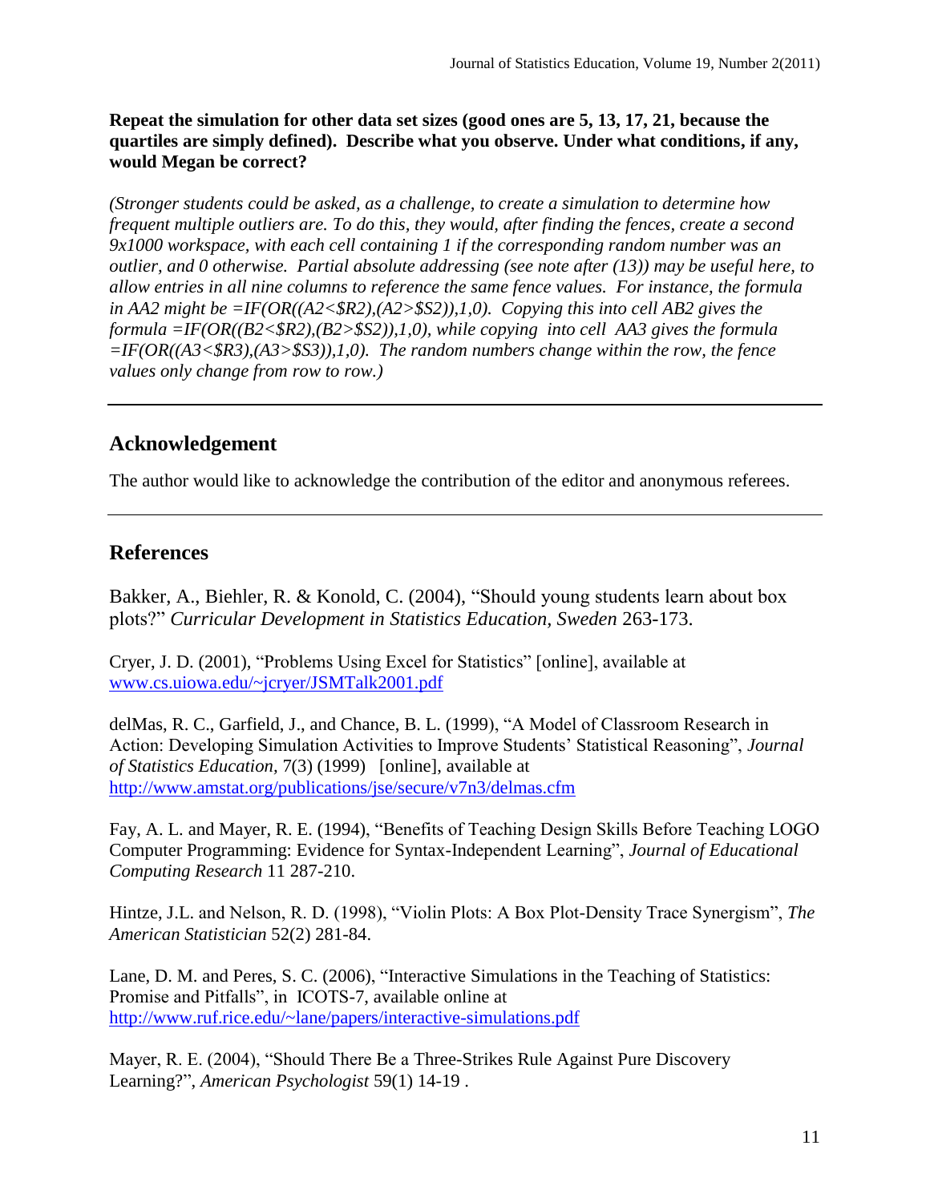**Repeat the simulation for other data set sizes (good ones are 5, 13, 17, 21, because the quartiles are simply defined). Describe what you observe. Under what conditions, if any, would Megan be correct?**

*(Stronger students could be asked, as a challenge, to create a simulation to determine how frequent multiple outliers are. To do this, they would, after finding the fences, create a second 9x1000 workspace, with each cell containing 1 if the corresponding random number was an outlier, and 0 otherwise. Partial absolute addressing (see note after (13)) may be useful here, to allow entries in all nine columns to reference the same fence values. For instance, the formula in AA2 might be =IF(OR((A2<$R2),(A2>$S2)),1,0). Copying this into cell AB2 gives the formula =IF(OR((B2<$R2),(B2>$S2)),1,0), while copying into cell AA3 gives the formula =IF(OR((A3<$R3),(A3>$S3)),1,0). The random numbers change within the row, the fence values only change from row to row.)*

---

## Acknowledgement

The author would like to acknowledge the contribution of the editor and anonymous referees.

---

## References

Bakker, A., Biehler, R. & Konold, C. (2004), "Should young students learn about box plots?" *Curricular Development in Statistics Education, Sweden* 263-173.

Cryer, J. D. (2001), "Problems Using Excel for Statistics" [online], available at www.cs.uiowa.edu/~jcryer/JSMTalk2001.pdf

delMas, R. C., Garfield, J., and Chance, B. L. (1999), "A Model of Classroom Research in Action: Developing Simulation Activities to Improve Students' Statistical Reasoning", *Journal of Statistics Education,* 7(3) (1999) [online], available at http://www.amstat.org/publications/jse/secure/v7n3/delmas.cfm

Fay, A. L. and Mayer, R. E. (1994), "Benefits of Teaching Design Skills Before Teaching LOGO Computer Programming: Evidence for Syntax-Independent Learning", *Journal of Educational Computing Research* 11 287-210.

Hintze, J.L. and Nelson, R. D. (1998), "Violin Plots: A Box Plot-Density Trace Synergism", *The American Statistician* 52(2) 281-84.

Lane, D. M. and Peres, S. C. (2006), "Interactive Simulations in the Teaching of Statistics: Promise and Pitfalls", in ICOTS-7, available online at http://www.ruf.rice.edu/~lane/papers/interactive-simulations.pdf

Mayer, R. E. (2004), "Should There Be a Three-Strikes Rule Against Pure Discovery Learning?", *American Psychologist* 59(1) 14-19 .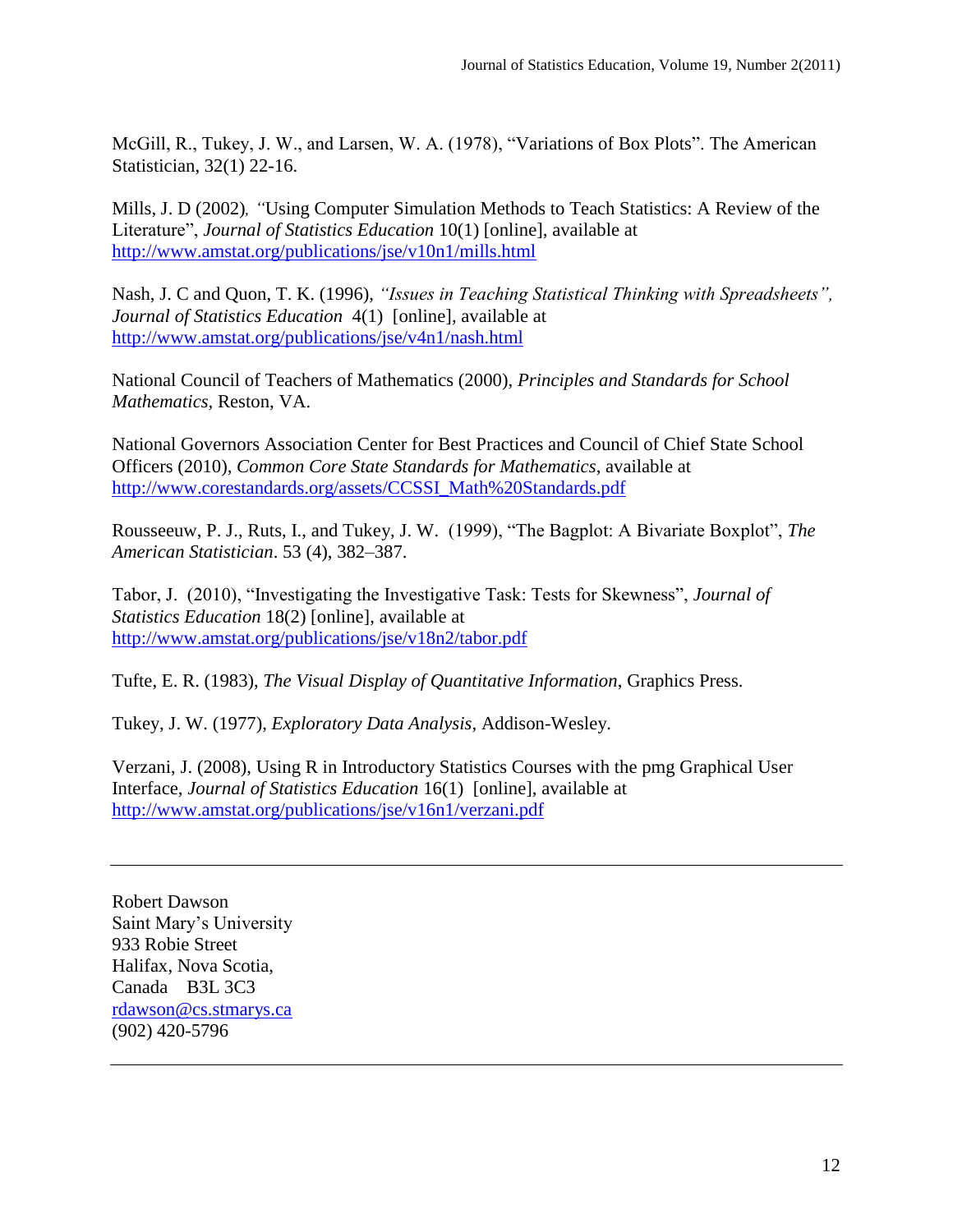McGill, R., Tukey, J. W., and Larsen, W. A. (1978), "Variations of Box Plots". The American Statistician, 32(1) 22-16.

Mills, J. D (2002)*, "*Using Computer Simulation Methods to Teach Statistics: A Review of the Literature", *Journal of Statistics Education* 10(1) [online], available at http://www.amstat.org/publications/jse/v10n1/mills.html

Nash, J. C and Quon, T. K. (1996), *"Issues in Teaching Statistical Thinking with Spreadsheets", Journal of Statistics Education* 4(1) [online], available at http://www.amstat.org/publications/jse/v4n1/nash.html

National Council of Teachers of Mathematics (2000), *Principles and Standards for School Mathematics*, Reston, VA.

National Governors Association Center for Best Practices and Council of Chief State School Officers (2010), *Common Core State Standards for Mathematics*, available at http://www.corestandards.org/assets/CCSSI_Math%20Standards.pdf

Rousseeuw, P. J., Ruts, I., and Tukey, J. W. (1999), "The Bagplot: A Bivariate Boxplot", *The American Statistician*. 53 (4), 382–387.

Tabor, J. (2010), "Investigating the Investigative Task: Tests for Skewness", *Journal of Statistics Education* 18(2) [online], available at http://www.amstat.org/publications/jse/v18n2/tabor.pdf

Tufte, E. R. (1983), *The Visual Display of Quantitative Information*, Graphics Press.

Tukey, J. W. (1977), *Exploratory Data Analysis*, Addison-Wesley.

Verzani, J. (2008), Using R in Introductory Statistics Courses with the pmg Graphical User Interface, *Journal of Statistics Education* 16(1) [online], available at http://www.amstat.org/publications/jse/v16n1/verzani.pdf

---

Robert Dawson
Saint Mary's University
933 Robie Street
Halifax, Nova Scotia,
Canada B3L 3C3
rdawson@cs.stmarys.ca
(902) 420-5796

---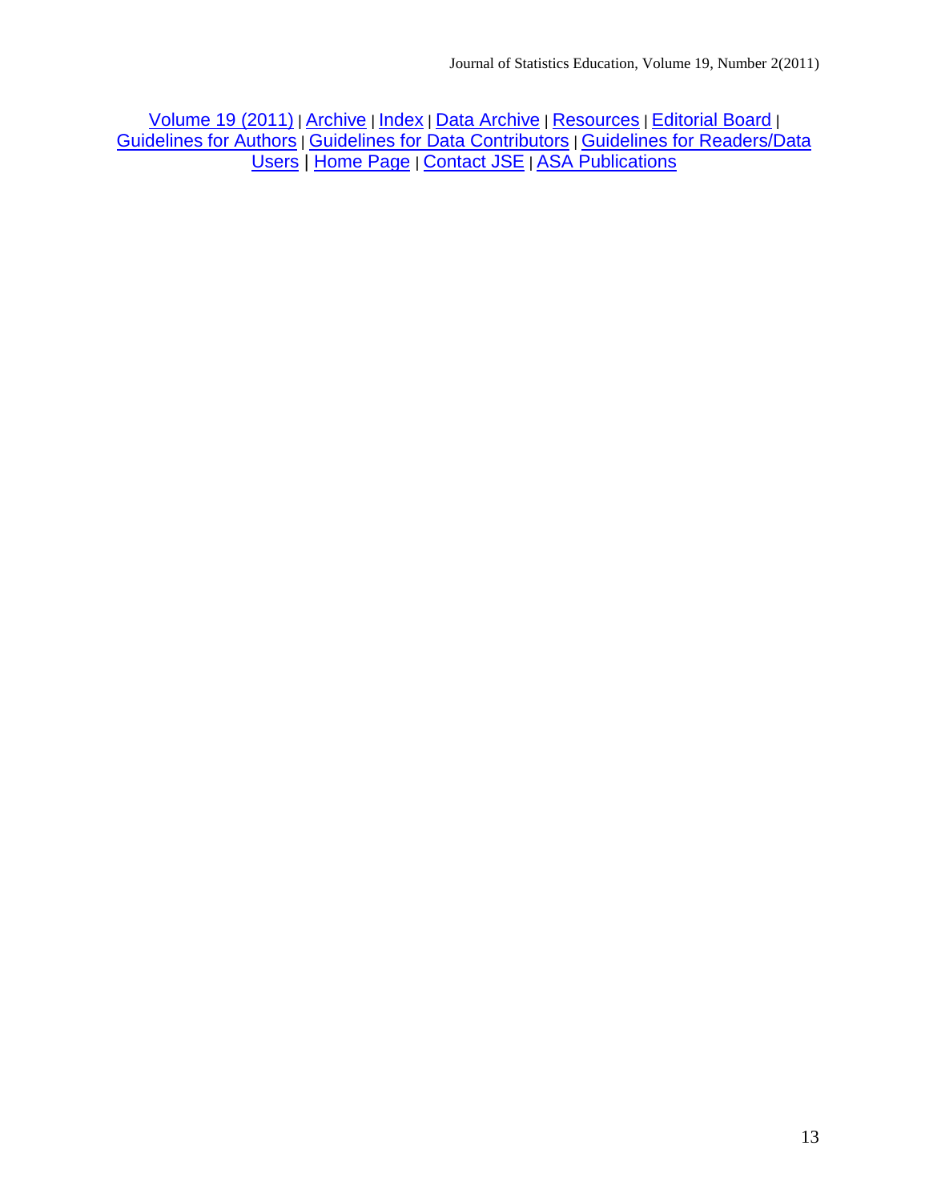Volume 19 (2011) | Archive | Index | Data Archive | Resources | Editorial Board | Guidelines for Authors | Guidelines for Data Contributors | Guidelines for Readers/Data Users | Home Page | Contact JSE | ASA Publications